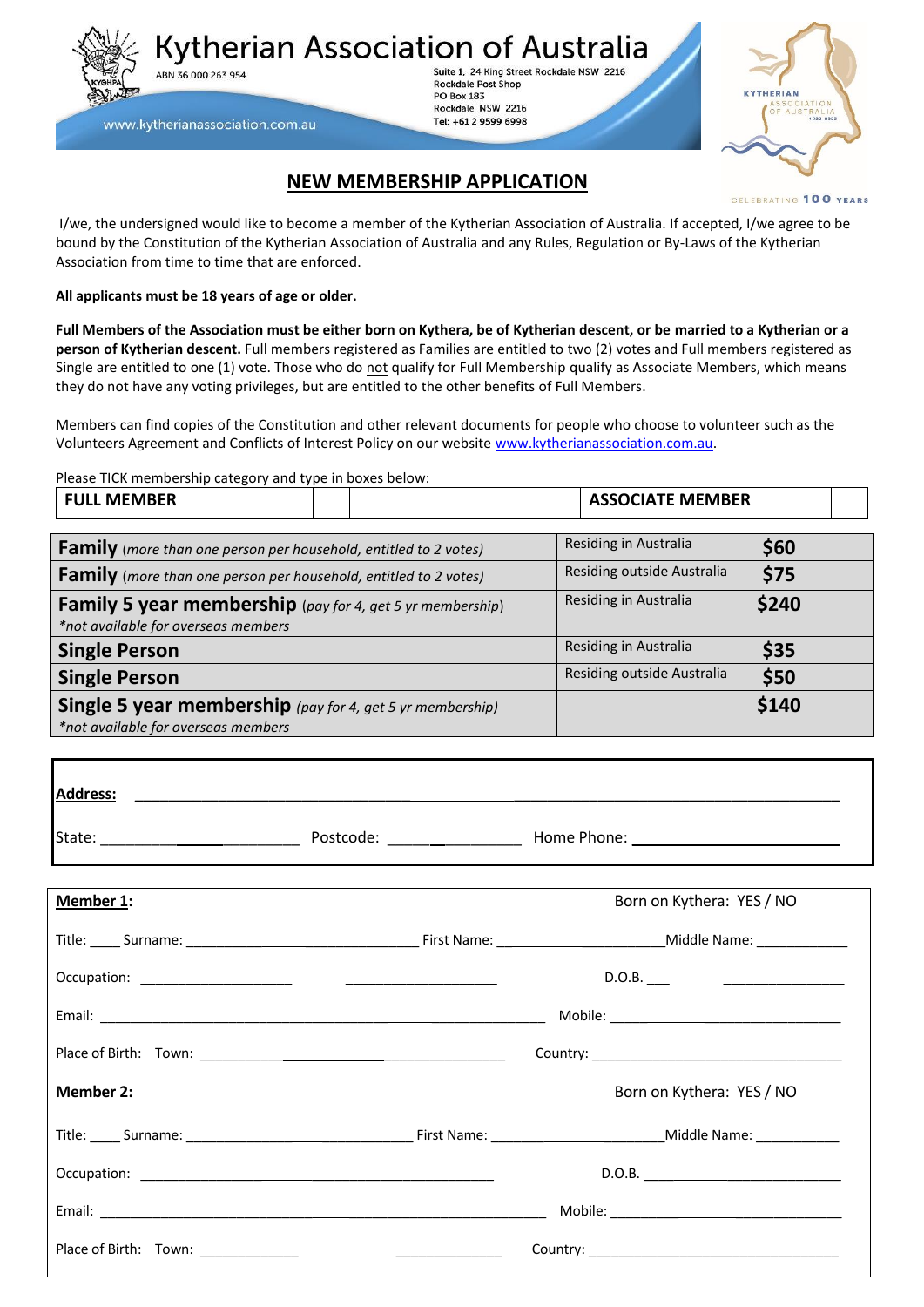# Kytherian Association of Australia

ABN 36 000 263 954

Suite 1, 24 King Street Rockdale NSW 2216
Rockdale Post Shop
PO Box 183
Rockdale NSW 2216
Tel: +61 2 9599 6998

www.kytherianassociation.com.au

CELEBRATING 100 YEARS

## NEW MEMBERSHIP APPLICATION

I/we, the undersigned would like to become a member of the Kytherian Association of Australia. If accepted, I/we agree to be bound by the Constitution of the Kytherian Association of Australia and any Rules, Regulation or By-Laws of the Kytherian Association from time to time that are enforced.

**All applicants must be 18 years of age or older.**

**Full Members of the Association must be either born on Kythera, be of Kytherian descent, or be married to a Kytherian or a person of Kytherian descent.** Full members registered as Families are entitled to two (2) votes and Full members registered as Single are entitled to one (1) vote. Those who do not qualify for Full Membership qualify as Associate Members, which means they do not have any voting privileges, but are entitled to the other benefits of Full Members.

Members can find copies of the Constitution and other relevant documents for people who choose to volunteer such as the Volunteers Agreement and Conflicts of Interest Policy on our website www.kytherianassociation.com.au.

Please TICK membership category and type in boxes below:

| **FULL MEMBER** | | | **ASSOCIATE MEMBER** | |
|---|---|---|---|---|

| | | | |
|---|---|---|---|
| **Family** *(more than one person per household, entitled to 2 votes)* | Residing in Australia | **$60** | |
| **Family** *(more than one person per household, entitled to 2 votes)* | Residing outside Australia | **$75** | |
| **Family 5 year membership** (*pay for 4, get 5 yr membership*) *\*not available for overseas members* | Residing in Australia | **$240** | |
| **Single Person** | Residing in Australia | **$35** | |
| **Single Person** | Residing outside Australia | **$50** | |
| **Single 5 year membership** *(pay for 4, get 5 yr membership)* *\*not available for overseas members* | | **$140** | |

**Address:** ______________________________________________

State: ____________________ Postcode: ______________ Home Phone: ______________________

**Member 1:** Born on Kythera: YES / NO

Title: ____ Surname: ________________________ First Name: ____________________ Middle Name: ____________

Occupation: ________________________________________ D.O.B. ______________________

Email: ______________________________________________ Mobile: ___________________________

Place of Birth: Town: ________________________________ Country: ___________________________

**Member 2:** Born on Kythera: YES / NO

Title: ____ Surname: ________________________ First Name: ____________________ Middle Name: ____________

Occupation: ________________________________________ D.O.B. ______________________

Email: ______________________________________________ Mobile: ___________________________

Place of Birth: Town: ________________________________ Country: ___________________________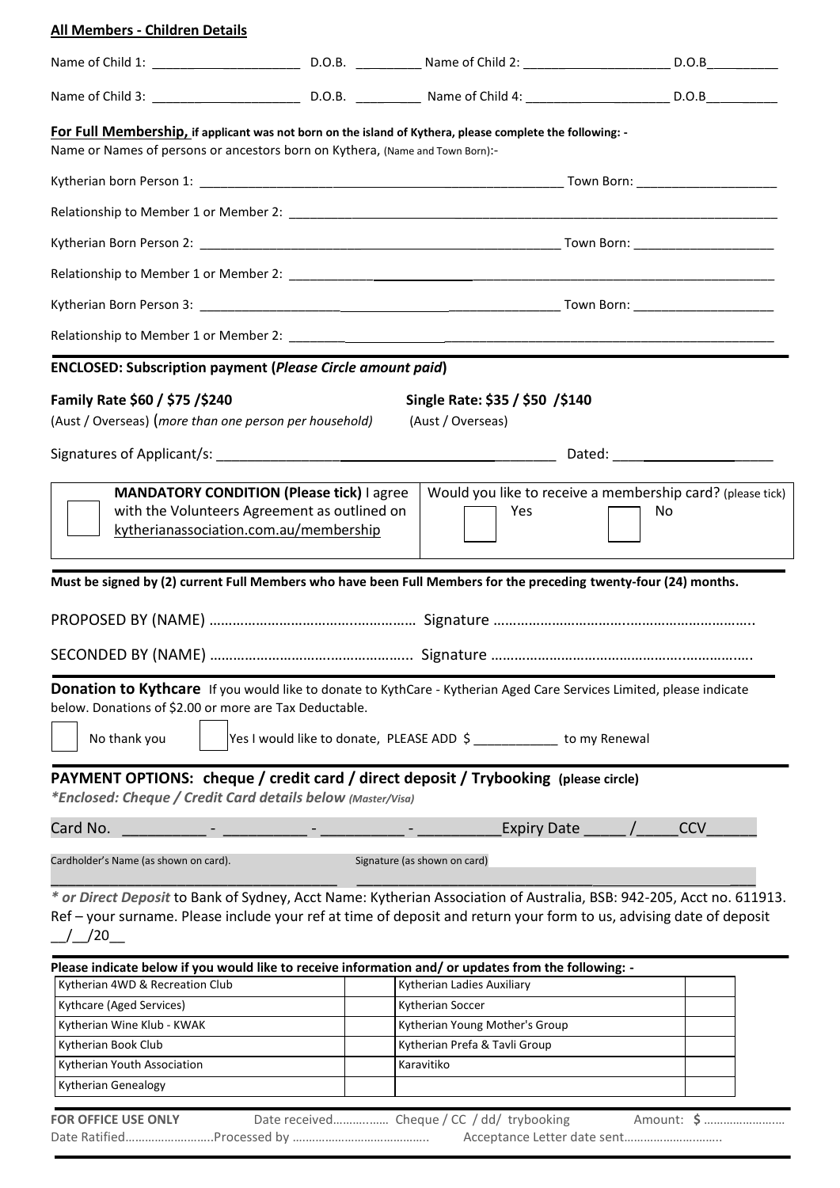**All Members - Children Details**

Name of Child 1: ____________________ D.O.B. _________ Name of Child 2: ____________________ D.O.B__________

Name of Child 3: ____________________ D.O.B. _________ Name of Child 4: ____________________ D.O.B__________

**For Full Membership,** **if applicant was not born on the island of Kythera, please complete the following: -**
Name or Names of persons or ancestors born on Kythera, (Name and Town Born):-

Kytherian born Person 1: ____________________________________________________ Town Born: ____________________

Relationship to Member 1 or Member 2: ______________________________________________________________________

Kytherian Born Person 2: ____________________________________________________ Town Born: ____________________

Relationship to Member 1 or Member 2: ______________________________________________________________________

Kytherian Born Person 3: ____________________________________________________ Town Born: ____________________

Relationship to Member 1 or Member 2: ______________________________________________________________________

**ENCLOSED: Subscription payment (*Please Circle amount paid*)**

**Family Rate $60 / $75 /$240**
(Aust / Overseas) (*more than one person per household*)

**Single Rate: $35 / $50 /$140**
(Aust / Overseas)

Signatures of Applicant/s: ____________________________________________ Dated: ____________________

| | |
|---|---|
| ☐ **MANDATORY CONDITION (Please tick)** I agree with the Volunteers Agreement as outlined on kytherianassociation.com.au/membership | Would you like to receive a membership card? (please tick) ☐ Yes ☐ No |

**Must be signed by (2) current Full Members who have been Full Members for the preceding twenty-four (24) months.**

PROPOSED BY (NAME) ……………………………………………… Signature ………………………………………………………….

SECONDED BY (NAME) …………………………………………….. Signature ………………………………………………………….

**Donation to Kythcare** If you would like to donate to KythCare - Kytherian Aged Care Services Limited, please indicate below. Donations of $2.00 or more are Tax Deductable.

☐ No thank you ☐ Yes I would like to donate, PLEASE ADD $ ____________ to my Renewal

**PAYMENT OPTIONS: cheque / credit card / direct deposit / Trybooking (please circle)**
***Enclosed: Cheque / Credit Card details below** (Master/Visa)*

Card No. _________ - _________ - _________ - _________ Expiry Date _____ / _____ CCV______

Cardholder's Name (as shown on card). ____________________________________ Signature (as shown on card) ____________________________________

*\* or Direct Deposit* to Bank of Sydney, Acct Name: Kytherian Association of Australia, BSB: 942-205, Acct no. 611913. Ref – your surname. Please include your ref at time of deposit and return your form to us, advising date of deposit __/__/20__

**Please indicate below if you would like to receive information and/ or updates from the following: -**

| | | | |
|---|---|---|---|
| Kytherian 4WD & Recreation Club | | Kytherian Ladies Auxiliary | |
| Kythcare (Aged Services) | | Kytherian Soccer | |
| Kytherian Wine Klub - KWAK | | Kytherian Young Mother's Group | |
| Kytherian Book Club | | Kytherian Prefa & Tavli Group | |
| Kytherian Youth Association | | Karavitiko | |
| Kytherian Genealogy | | | |

**FOR OFFICE USE ONLY** Date received……………… Cheque / CC / dd/ trybooking Amount: **$** ……………………
Date Ratified………………………Processed by …………………………………… Acceptance Letter date sent…………………………